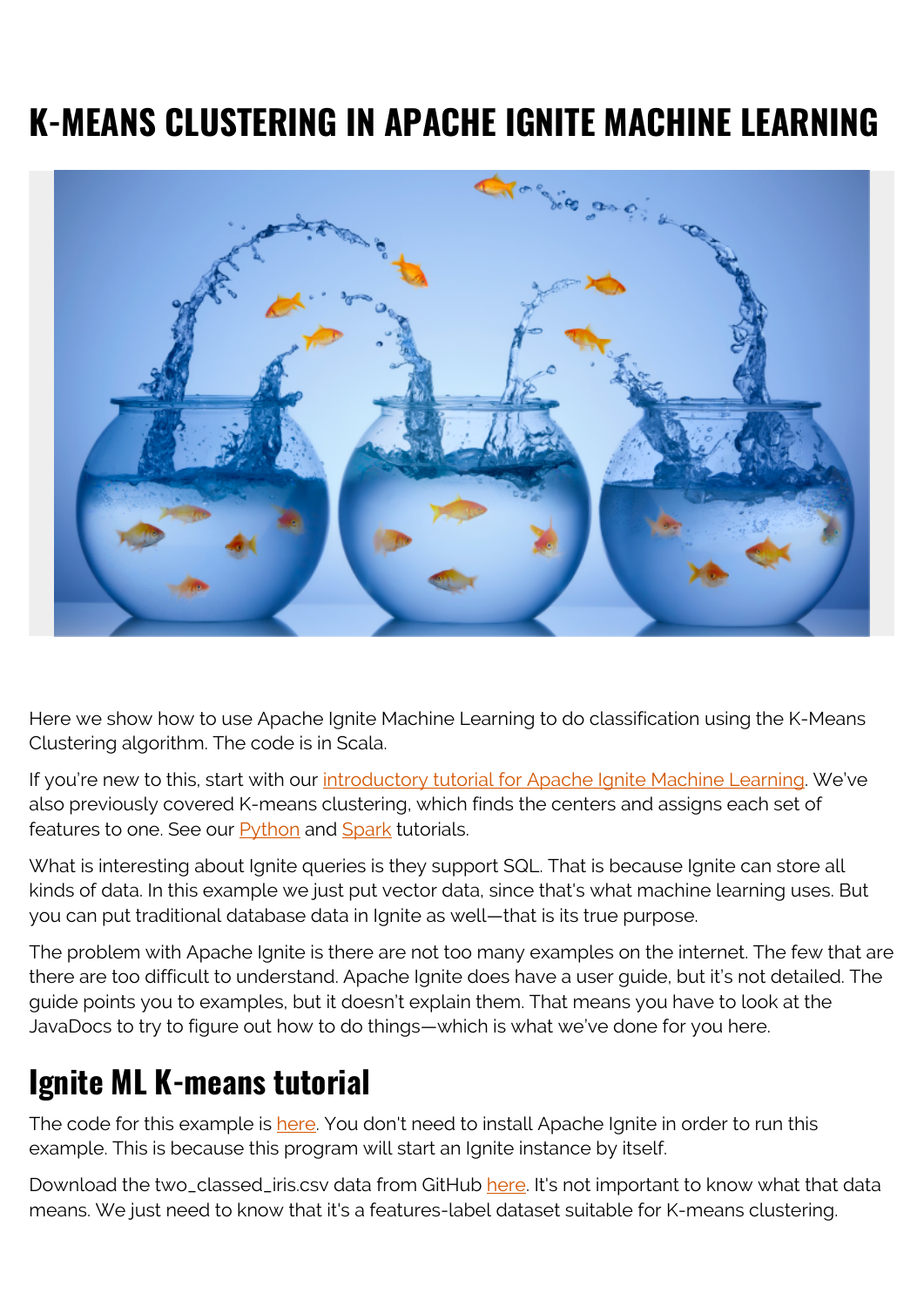# K-MEANS CLUSTERING IN APACHE IGNITE MACHINE LEARNING

Here we show how to use Apache Ignite Machine Learning to do classification using the K-Means Clustering algorithm. The code is in Scala.

If you're new to this, start with our introductory tutorial for Apache Ignite Machine Learning. We've also previously covered K-means clustering, which finds the centers and assigns each set of features to one. See our Python and Spark tutorials.

What is interesting about Ignite queries is they support SQL. That is because Ignite can store all kinds of data. In this example we just put vector data, since that's what machine learning uses. But you can put traditional database data in Ignite as well—that is its true purpose.

The problem with Apache Ignite is there are not too many examples on the internet. The few that are there are too difficult to understand. Apache Ignite does have a user guide, but it's not detailed. The guide points you to examples, but it doesn't explain them. That means you have to look at the JavaDocs to try to figure out how to do things—which is what we've done for you here.

## Ignite ML K-means tutorial

The code for this example is here. You don't need to install Apache Ignite in order to run this example. This is because this program will start an Ignite instance by itself.

Download the two_classed_iris.csv data from GitHub here. It's not important to know what that data means. We just need to know that it's a features-label dataset suitable for K-means clustering.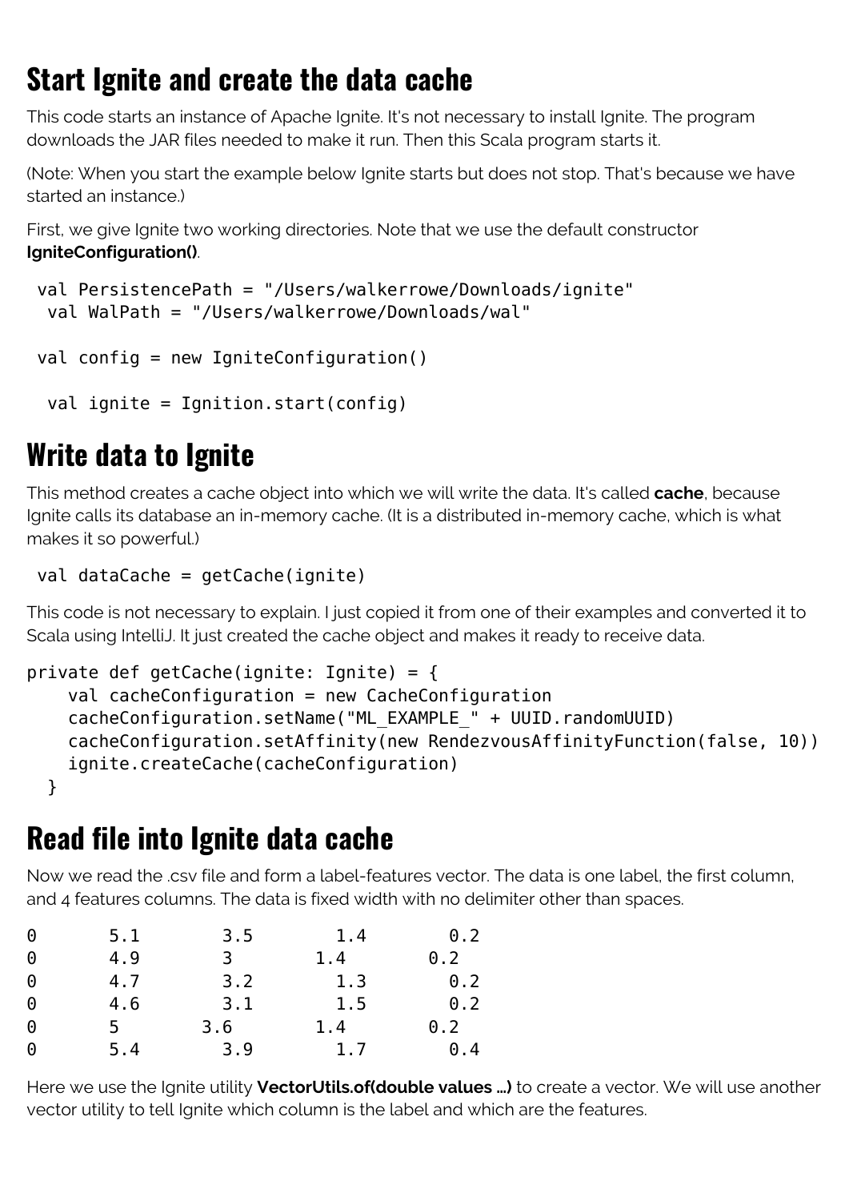## Start Ignite and create the data cache

This code starts an instance of Apache Ignite. It's not necessary to install Ignite. The program downloads the JAR files needed to make it run. Then this Scala program starts it.

(Note: When you start the example below Ignite starts but does not stop. That's because we have started an instance.)

First, we give Ignite two working directories. Note that we use the default constructor **IgniteConfiguration()**.

```
 val PersistencePath = "/Users/walkerrowe/Downloads/ignite"
  val WalPath = "/Users/walkerrowe/Downloads/wal"

 val config = new IgniteConfiguration()

  val ignite = Ignition.start(config)
```

## Write data to Ignite

This method creates a cache object into which we will write the data. It's called **cache**, because Ignite calls its database an in-memory cache. (It is a distributed in-memory cache, which is what makes it so powerful.)

```
 val dataCache = getCache(ignite)
```

This code is not necessary to explain. I just copied it from one of their examples and converted it to Scala using IntelliJ. It just created the cache object and makes it ready to receive data.

```
private def getCache(ignite: Ignite) = {
    val cacheConfiguration = new CacheConfiguration
    cacheConfiguration.setName("ML_EXAMPLE_" + UUID.randomUUID)
    cacheConfiguration.setAffinity(new RendezvousAffinityFunction(false, 10))
    ignite.createCache(cacheConfiguration)
  }
```

## Read file into Ignite data cache

Now we read the .csv file and form a label-features vector. The data is one label, the first column, and 4 features columns. The data is fixed width with no delimiter other than spaces.

```
0       5.1       3.5       1.4       0.2
0       4.9       3        1.4       0.2
0       4.7       3.2       1.3       0.2
0       4.6       3.1       1.5       0.2
0       5        3.6       1.4       0.2
0       5.4       3.9       1.7       0.4
```

Here we use the Ignite utility **VectorUtils.of(double values ...)** to create a vector. We will use another vector utility to tell Ignite which column is the label and which are the features.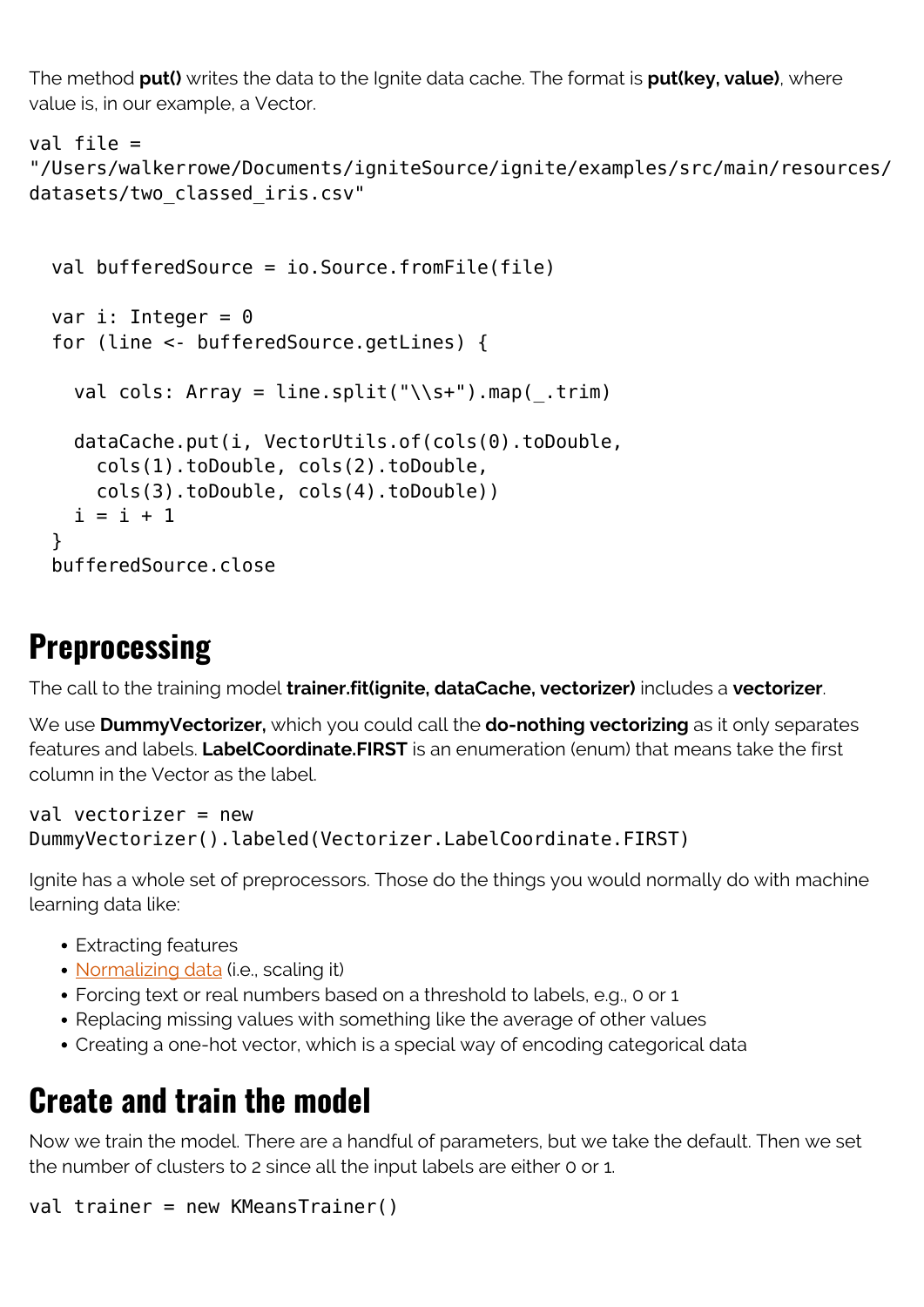The method **put()** writes the data to the Ignite data cache. The format is **put(key, value)**, where value is, in our example, a Vector.

```
val file =
"/Users/walkerrowe/Documents/igniteSource/ignite/examples/src/main/resources/
datasets/two_classed_iris.csv"


  val bufferedSource = io.Source.fromFile(file)

  var i: Integer = 0
  for (line <- bufferedSource.getLines) {

    val cols: Array = line.split("\\s+").map(_.trim)

    dataCache.put(i, VectorUtils.of(cols(0).toDouble,
      cols(1).toDouble, cols(2).toDouble,
      cols(3).toDouble, cols(4).toDouble))
    i = i + 1
  }
  bufferedSource.close
```

## Preprocessing

The call to the training model **trainer.fit(ignite, dataCache, vectorizer)** includes a **vectorizer**.

We use **DummyVectorizer,** which you could call the **do-nothing vectorizing** as it only separates features and labels. **LabelCoordinate.FIRST** is an enumeration (enum) that means take the first column in the Vector as the label.

```
val vectorizer = new
DummyVectorizer().labeled(Vectorizer.LabelCoordinate.FIRST)
```

Ignite has a whole set of preprocessors. Those do the things you would normally do with machine learning data like:

- Extracting features
- Normalizing data (i.e., scaling it)
- Forcing text or real numbers based on a threshold to labels, e.g., 0 or 1
- Replacing missing values with something like the average of other values
- Creating a one-hot vector, which is a special way of encoding categorical data

## Create and train the model

Now we train the model. There are a handful of parameters, but we take the default. Then we set the number of clusters to 2 since all the input labels are either 0 or 1.

```
val trainer = new KMeansTrainer()
```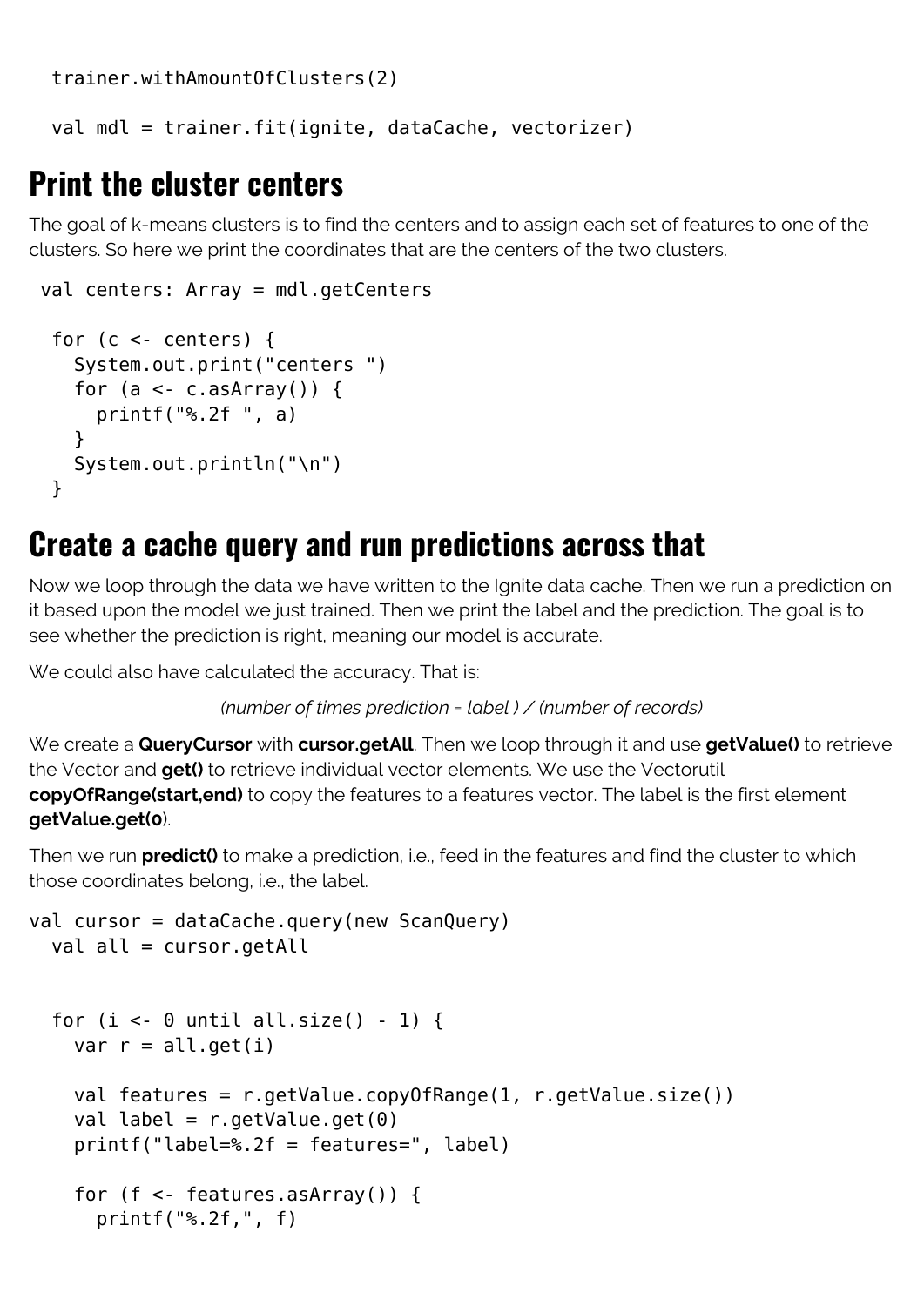```
  trainer.withAmountOfClusters(2)

  val mdl = trainer.fit(ignite, dataCache, vectorizer)
```

## Print the cluster centers

The goal of k-means clusters is to find the centers and to assign each set of features to one of the clusters. So here we print the coordinates that are the centers of the two clusters.

```
 val centers: Array = mdl.getCenters

  for (c <- centers) {
    System.out.print("centers ")
    for (a <- c.asArray()) {
      printf("%.2f ", a)
    }
    System.out.println("\n")
  }
```

## Create a cache query and run predictions across that

Now we loop through the data we have written to the Ignite data cache. Then we run a prediction on it based upon the model we just trained. Then we print the label and the prediction. The goal is to see whether the prediction is right, meaning our model is accurate.

We could also have calculated the accuracy. That is:

*(number of times prediction = label ) / (number of records)*

We create a **QueryCursor** with **cursor.getAll**. Then we loop through it and use **getValue()** to retrieve the Vector and **get()** to retrieve individual vector elements. We use the Vectorutil **copyOfRange(start,end)** to copy the features to a features vector. The label is the first element **getValue.get(0**).

Then we run **predict()** to make a prediction, i.e., feed in the features and find the cluster to which those coordinates belong, i.e., the label.

```
val cursor = dataCache.query(new ScanQuery)
  val all = cursor.getAll


  for (i <- 0 until all.size() - 1) {
    var r = all.get(i)

    val features = r.getValue.copyOfRange(1, r.getValue.size())
    val label = r.getValue.get(0)
    printf("label=%.2f = features=", label)

    for (f <- features.asArray()) {
      printf("%.2f,", f)
```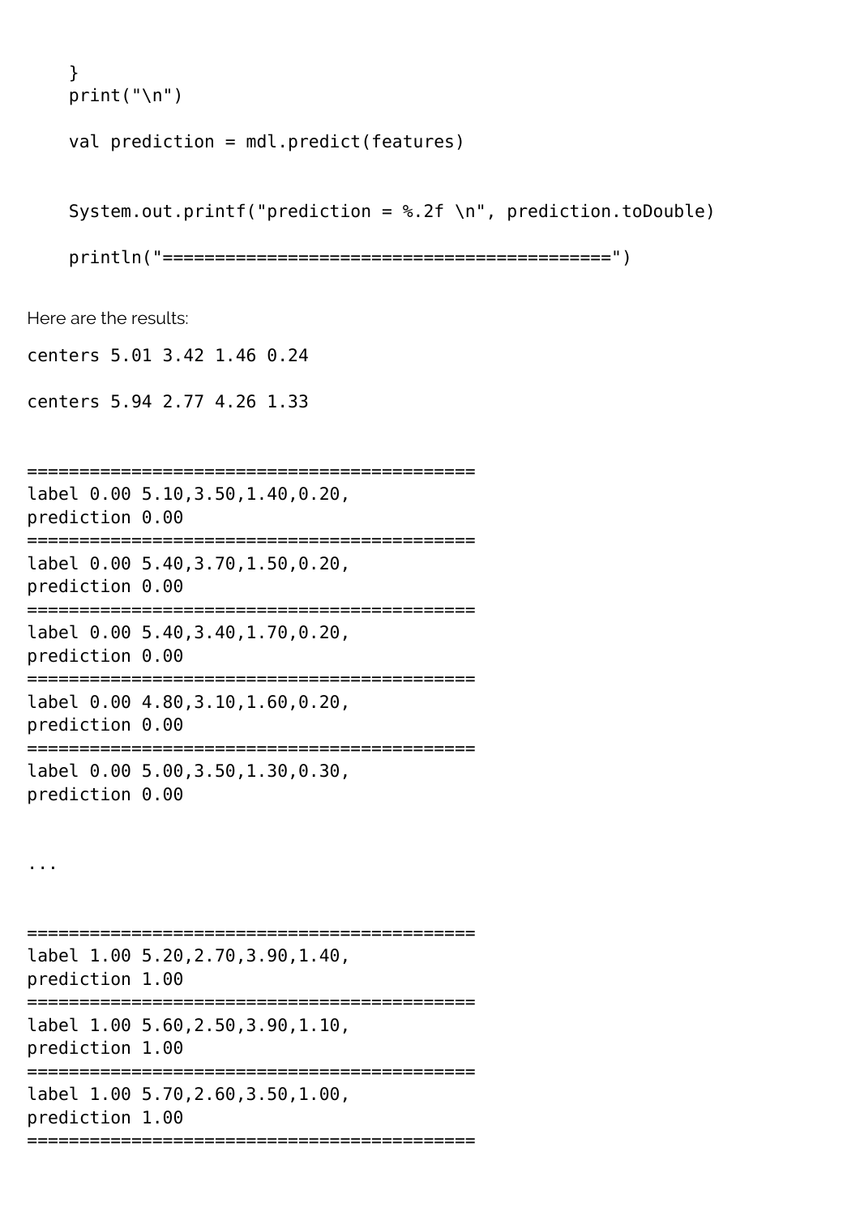```
    }
    print("\n")

    val prediction = mdl.predict(features)


    System.out.printf("prediction = %.2f \n", prediction.toDouble)

    println("===========================================")
```

Here are the results:

```
centers 5.01 3.42 1.46 0.24

centers 5.94 2.77 4.26 1.33


===========================================
label 0.00 5.10,3.50,1.40,0.20,
prediction 0.00
===========================================
label 0.00 5.40,3.70,1.50,0.20,
prediction 0.00
===========================================
label 0.00 5.40,3.40,1.70,0.20,
prediction 0.00
===========================================
label 0.00 4.80,3.10,1.60,0.20,
prediction 0.00
===========================================
label 0.00 5.00,3.50,1.30,0.30,
prediction 0.00


...


===========================================
label 1.00 5.20,2.70,3.90,1.40,
prediction 1.00
===========================================
label 1.00 5.60,2.50,3.90,1.10,
prediction 1.00
===========================================
label 1.00 5.70,2.60,3.50,1.00,
prediction 1.00
===========================================
```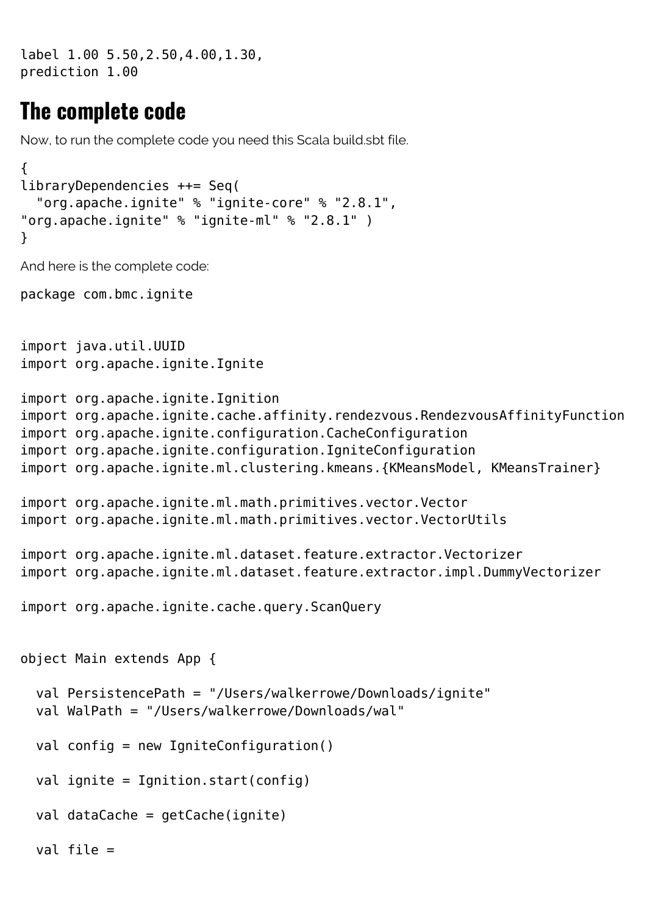```
label 1.00 5.50,2.50,4.00,1.30,
prediction 1.00
```

## The complete code

Now, to run the complete code you need this Scala build.sbt file.

```
{
libraryDependencies ++= Seq(
  "org.apache.ignite" % "ignite-core" % "2.8.1",
"org.apache.ignite" % "ignite-ml" % "2.8.1" )
}
```

And here is the complete code:

```
package com.bmc.ignite


import java.util.UUID
import org.apache.ignite.Ignite

import org.apache.ignite.Ignition
import org.apache.ignite.cache.affinity.rendezvous.RendezvousAffinityFunction
import org.apache.ignite.configuration.CacheConfiguration
import org.apache.ignite.configuration.IgniteConfiguration
import org.apache.ignite.ml.clustering.kmeans.{KMeansModel, KMeansTrainer}

import org.apache.ignite.ml.math.primitives.vector.Vector
import org.apache.ignite.ml.math.primitives.vector.VectorUtils

import org.apache.ignite.ml.dataset.feature.extractor.Vectorizer
import org.apache.ignite.ml.dataset.feature.extractor.impl.DummyVectorizer

import org.apache.ignite.cache.query.ScanQuery


object Main extends App {

  val PersistencePath = "/Users/walkerrowe/Downloads/ignite"
  val WalPath = "/Users/walkerrowe/Downloads/wal"

  val config = new IgniteConfiguration()

  val ignite = Ignition.start(config)

  val dataCache = getCache(ignite)

  val file =
```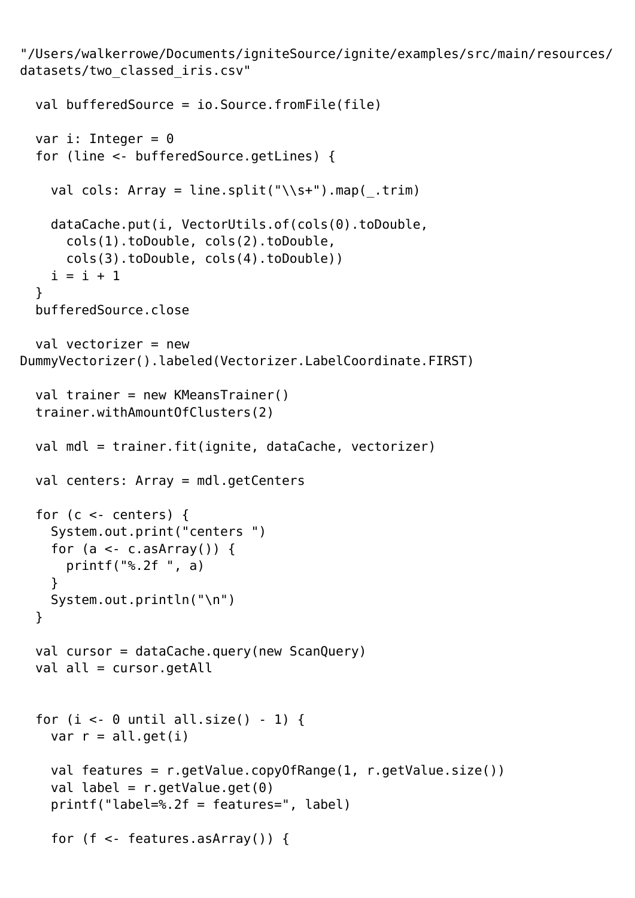```
"/Users/walkerrowe/Documents/igniteSource/ignite/examples/src/main/resources/
datasets/two_classed_iris.csv"

  val bufferedSource = io.Source.fromFile(file)

  var i: Integer = 0
  for (line <- bufferedSource.getLines) {

    val cols: Array = line.split("\\s+").map(_.trim)

    dataCache.put(i, VectorUtils.of(cols(0).toDouble,
      cols(1).toDouble, cols(2).toDouble,
      cols(3).toDouble, cols(4).toDouble))
    i = i + 1
  }
  bufferedSource.close

  val vectorizer = new
DummyVectorizer().labeled(Vectorizer.LabelCoordinate.FIRST)

  val trainer = new KMeansTrainer()
  trainer.withAmountOfClusters(2)

  val mdl = trainer.fit(ignite, dataCache, vectorizer)

  val centers: Array = mdl.getCenters

  for (c <- centers) {
    System.out.print("centers ")
    for (a <- c.asArray()) {
      printf("%.2f ", a)
    }
    System.out.println("\n")
  }

  val cursor = dataCache.query(new ScanQuery)
  val all = cursor.getAll


  for (i <- 0 until all.size() - 1) {
    var r = all.get(i)

    val features = r.getValue.copyOfRange(1, r.getValue.size())
    val label = r.getValue.get(0)
    printf("label=%.2f = features=", label)

    for (f <- features.asArray()) {
```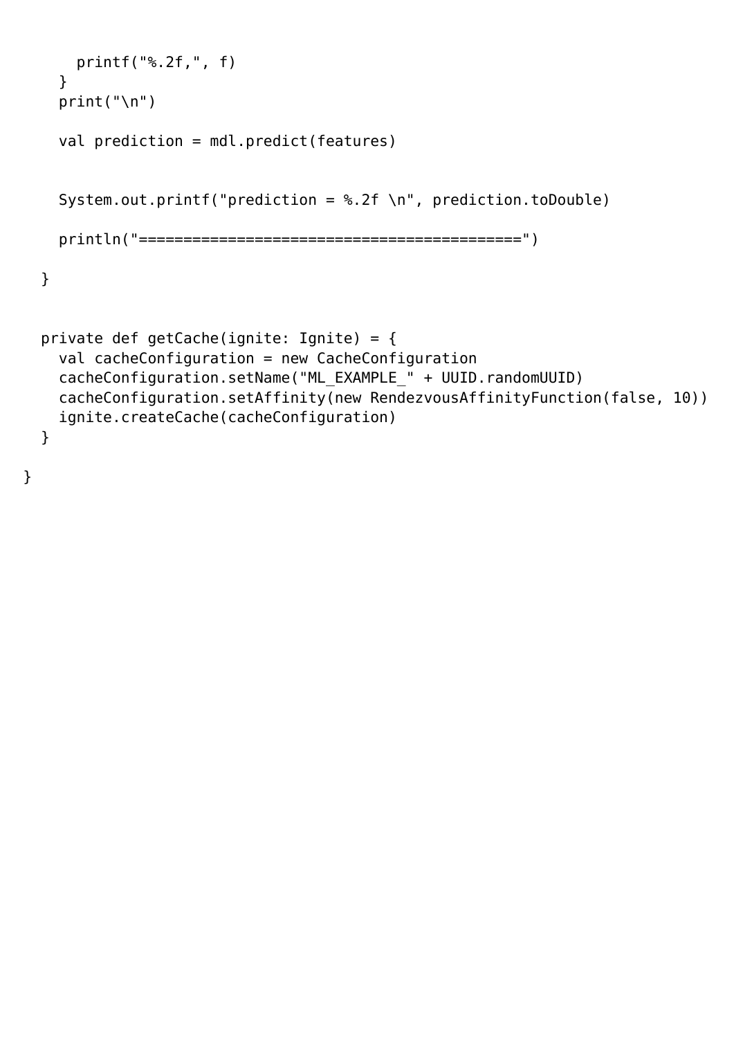```
      printf("%.2f,", f)
    }
    print("\n")

    val prediction = mdl.predict(features)


    System.out.printf("prediction = %.2f \n", prediction.toDouble)

    println("==========================================")

  }


  private def getCache(ignite: Ignite) = {
    val cacheConfiguration = new CacheConfiguration
    cacheConfiguration.setName("ML_EXAMPLE_" + UUID.randomUUID)
    cacheConfiguration.setAffinity(new RendezvousAffinityFunction(false, 10))
    ignite.createCache(cacheConfiguration)
  }

}
```